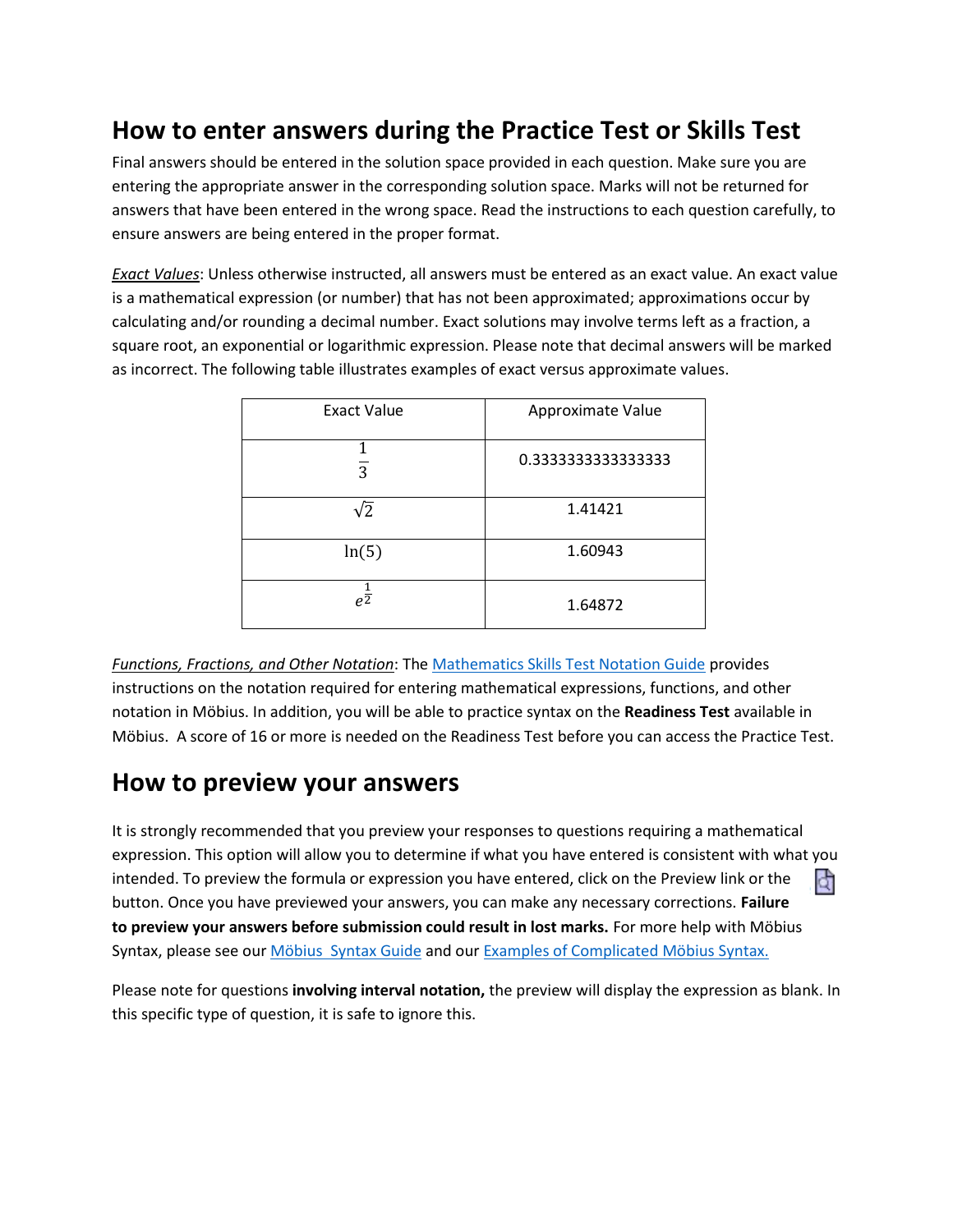# How to enter answers during the Practice Test or Skills Test

Final answers should be entered in the solution space provided in each question. Make sure you are entering the appropriate answer in the corresponding solution space. Marks will not be returned for answers that have been entered in the wrong space. Read the instructions to each question carefully, to ensure answers are being entered in the proper format.

*Exact Values*: Unless otherwise instructed, all answers must be entered as an exact value. An exact value is a mathematical expression (or number) that has not been approximated; approximations occur by calculating and/or rounding a decimal number. Exact solutions may involve terms left as a fraction, a square root, an exponential or logarithmic expression. Please note that decimal answers will be marked as incorrect. The following table illustrates examples of exact versus approximate values.

| Exact Value | Approximate Value |
|---|---|
| $\frac{1}{3}$ | 0.3333333333333333 |
| $\sqrt{2}$ | 1.41421 |
| $\ln(5)$ | 1.60943 |
| $e^{\frac{1}{2}}$ | 1.64872 |

*Functions, Fractions, and Other Notation*: The Mathematics Skills Test Notation Guide provides instructions on the notation required for entering mathematical expressions, functions, and other notation in Möbius. In addition, you will be able to practice syntax on the **Readiness Test** available in Möbius. A score of 16 or more is needed on the Readiness Test before you can access the Practice Test.

# How to preview your answers

It is strongly recommended that you preview your responses to questions requiring a mathematical expression. This option will allow you to determine if what you have entered is consistent with what you intended. To preview the formula or expression you have entered, click on the Preview link or the button. Once you have previewed your answers, you can make any necessary corrections. **Failure to preview your answers before submission could result in lost marks.** For more help with Möbius Syntax, please see our Möbius Syntax Guide and our Examples of Complicated Möbius Syntax.

Please note for questions **involving interval notation,** the preview will display the expression as blank. In this specific type of question, it is safe to ignore this.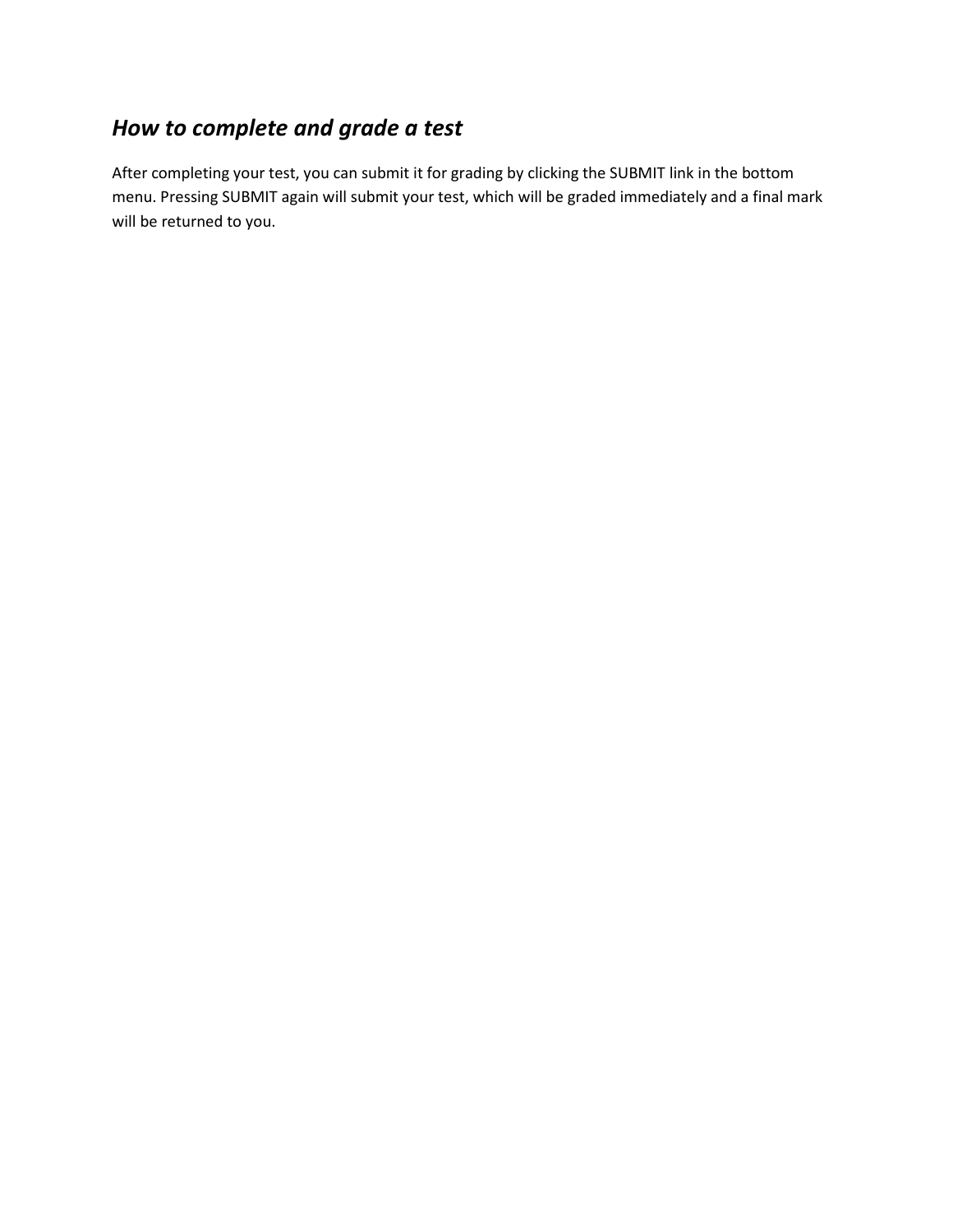## *How to complete and grade a test*

After completing your test, you can submit it for grading by clicking the SUBMIT link in the bottom menu. Pressing SUBMIT again will submit your test, which will be graded immediately and a final mark will be returned to you.